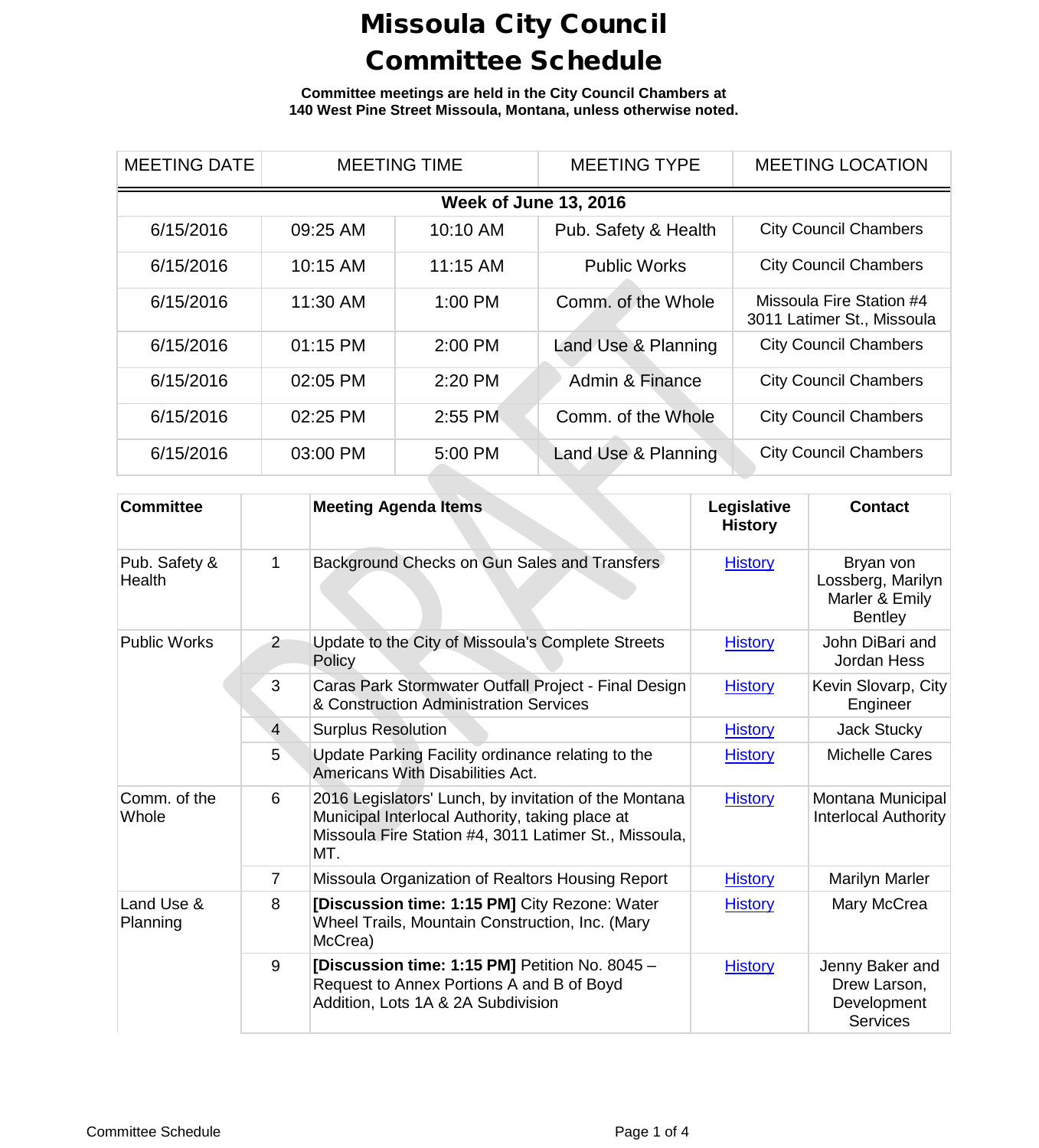# Missoula City Council Committee Schedule

**Committee meetings are held in the City Council Chambers at 140 West Pine Street Missoula, Montana, unless otherwise noted.**

| MEETING DATE | MEETING TIME | | MEETING TYPE | MEETING LOCATION |
|---|---|---|---|---|
| **Week of June 13, 2016** | | | | |
| 6/15/2016 | 09:25 AM | 10:10 AM | Pub. Safety & Health | City Council Chambers |
| 6/15/2016 | 10:15 AM | 11:15 AM | Public Works | City Council Chambers |
| 6/15/2016 | 11:30 AM | 1:00 PM | Comm. of the Whole | Missoula Fire Station #4 3011 Latimer St., Missoula |
| 6/15/2016 | 01:15 PM | 2:00 PM | Land Use & Planning | City Council Chambers |
| 6/15/2016 | 02:05 PM | 2:20 PM | Admin & Finance | City Council Chambers |
| 6/15/2016 | 02:25 PM | 2:55 PM | Comm. of the Whole | City Council Chambers |
| 6/15/2016 | 03:00 PM | 5:00 PM | Land Use & Planning | City Council Chambers |

| **Committee** | | **Meeting Agenda Items** | **Legislative History** | **Contact** |
|---|---|---|---|---|
| Pub. Safety & Health | 1 | Background Checks on Gun Sales and Transfers | History | Bryan von Lossberg, Marilyn Marler & Emily Bentley |
| Public Works | 2 | Update to the City of Missoula's Complete Streets Policy | History | John DiBari and Jordan Hess |
| | 3 | Caras Park Stormwater Outfall Project - Final Design & Construction Administration Services | History | Kevin Slovarp, City Engineer |
| | 4 | Surplus Resolution | History | Jack Stucky |
| | 5 | Update Parking Facility ordinance relating to the Americans With Disabilities Act. | History | Michelle Cares |
| Comm. of the Whole | 6 | 2016 Legislators' Lunch, by invitation of the Montana Municipal Interlocal Authority, taking place at Missoula Fire Station #4, 3011 Latimer St., Missoula, MT. | History | Montana Municipal Interlocal Authority |
| | 7 | Missoula Organization of Realtors Housing Report | History | Marilyn Marler |
| Land Use & Planning | 8 | **[Discussion time: 1:15 PM]** City Rezone: Water Wheel Trails, Mountain Construction, Inc. (Mary McCrea) | History | Mary McCrea |
| | 9 | **[Discussion time: 1:15 PM]** Petition No. 8045 – Request to Annex Portions A and B of Boyd Addition, Lots 1A & 2A Subdivision | History | Jenny Baker and Drew Larson, Development Services |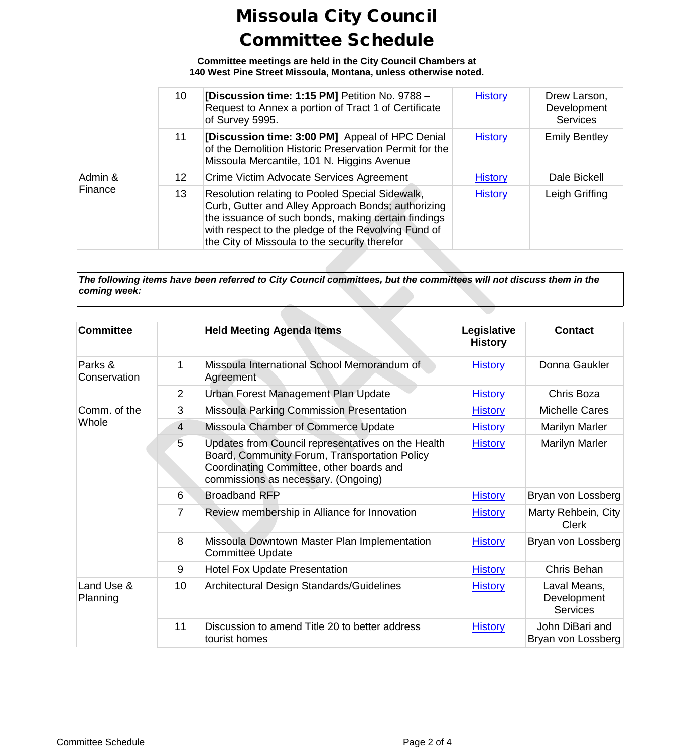# Missoula City Council Committee Schedule

**Committee meetings are held in the City Council Chambers at 140 West Pine Street Missoula, Montana, unless otherwise noted.**

| | | | | |
|---|---|---|---|---|
| | 10 | **[Discussion time: 1:15 PM]** Petition No. 9788 – Request to Annex a portion of Tract 1 of Certificate of Survey 5995. | History | Drew Larson, Development Services |
| | 11 | **[Discussion time: 3:00 PM]** Appeal of HPC Denial of the Demolition Historic Preservation Permit for the Missoula Mercantile, 101 N. Higgins Avenue | History | Emily Bentley |
| Admin & Finance | 12 | Crime Victim Advocate Services Agreement | History | Dale Bickell |
| | 13 | Resolution relating to Pooled Special Sidewalk, Curb, Gutter and Alley Approach Bonds; authorizing the issuance of such bonds, making certain findings with respect to the pledge of the Revolving Fund of the City of Missoula to the security therefor | History | Leigh Griffing |

***The following items have been referred to City Council committees, but the committees will not discuss them in the coming week:***

| Committee | | Held Meeting Agenda Items | Legislative History | Contact |
|---|---|---|---|---|
| Parks & Conservation | 1 | Missoula International School Memorandum of Agreement | History | Donna Gaukler |
| | 2 | Urban Forest Management Plan Update | History | Chris Boza |
| Comm. of the Whole | 3 | Missoula Parking Commission Presentation | History | Michelle Cares |
| | 4 | Missoula Chamber of Commerce Update | History | Marilyn Marler |
| | 5 | Updates from Council representatives on the Health Board, Community Forum, Transportation Policy Coordinating Committee, other boards and commissions as necessary. (Ongoing) | History | Marilyn Marler |
| | 6 | Broadband RFP | History | Bryan von Lossberg |
| | 7 | Review membership in Alliance for Innovation | History | Marty Rehbein, City Clerk |
| | 8 | Missoula Downtown Master Plan Implementation Committee Update | History | Bryan von Lossberg |
| | 9 | Hotel Fox Update Presentation | History | Chris Behan |
| Land Use & Planning | 10 | Architectural Design Standards/Guidelines | History | Laval Means, Development Services |
| | 11 | Discussion to amend Title 20 to better address tourist homes | History | John DiBari and Bryan von Lossberg |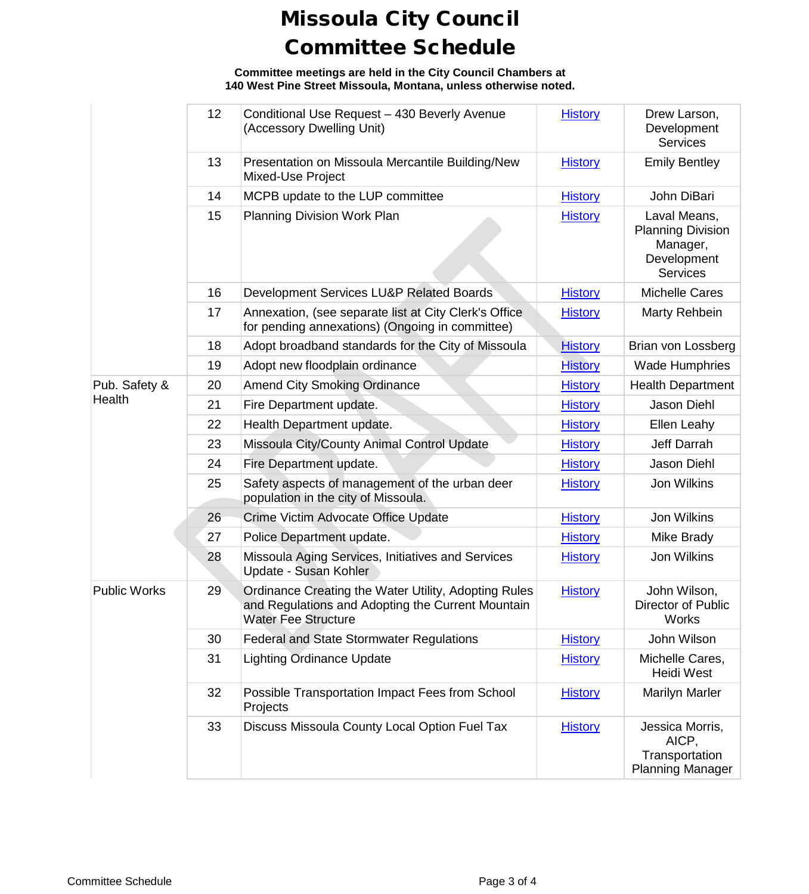# Missoula City Council

# Committee Schedule

**Committee meetings are held in the City Council Chambers at 140 West Pine Street Missoula, Montana, unless otherwise noted.**

| | | | | |
|---|---|---|---|---|
| | 12 | Conditional Use Request – 430 Beverly Avenue (Accessory Dwelling Unit) | History | Drew Larson, Development Services |
| | 13 | Presentation on Missoula Mercantile Building/New Mixed-Use Project | History | Emily Bentley |
| | 14 | MCPB update to the LUP committee | History | John DiBari |
| | 15 | Planning Division Work Plan | History | Laval Means, Planning Division Manager, Development Services |
| | 16 | Development Services LU&P Related Boards | History | Michelle Cares |
| | 17 | Annexation, (see separate list at City Clerk's Office for pending annexations) (Ongoing in committee) | History | Marty Rehbein |
| | 18 | Adopt broadband standards for the City of Missoula | History | Brian von Lossberg |
| | 19 | Adopt new floodplain ordinance | History | Wade Humphries |
| Pub. Safety & Health | 20 | Amend City Smoking Ordinance | History | Health Department |
| | 21 | Fire Department update. | History | Jason Diehl |
| | 22 | Health Department update. | History | Ellen Leahy |
| | 23 | Missoula City/County Animal Control Update | History | Jeff Darrah |
| | 24 | Fire Department update. | History | Jason Diehl |
| | 25 | Safety aspects of management of the urban deer population in the city of Missoula. | History | Jon Wilkins |
| | 26 | Crime Victim Advocate Office Update | History | Jon Wilkins |
| | 27 | Police Department update. | History | Mike Brady |
| | 28 | Missoula Aging Services, Initiatives and Services Update - Susan Kohler | History | Jon Wilkins |
| Public Works | 29 | Ordinance Creating the Water Utility, Adopting Rules and Regulations and Adopting the Current Mountain Water Fee Structure | History | John Wilson, Director of Public Works |
| | 30 | Federal and State Stormwater Regulations | History | John Wilson |
| | 31 | Lighting Ordinance Update | History | Michelle Cares, Heidi West |
| | 32 | Possible Transportation Impact Fees from School Projects | History | Marilyn Marler |
| | 33 | Discuss Missoula County Local Option Fuel Tax | History | Jessica Morris, AICP, Transportation Planning Manager |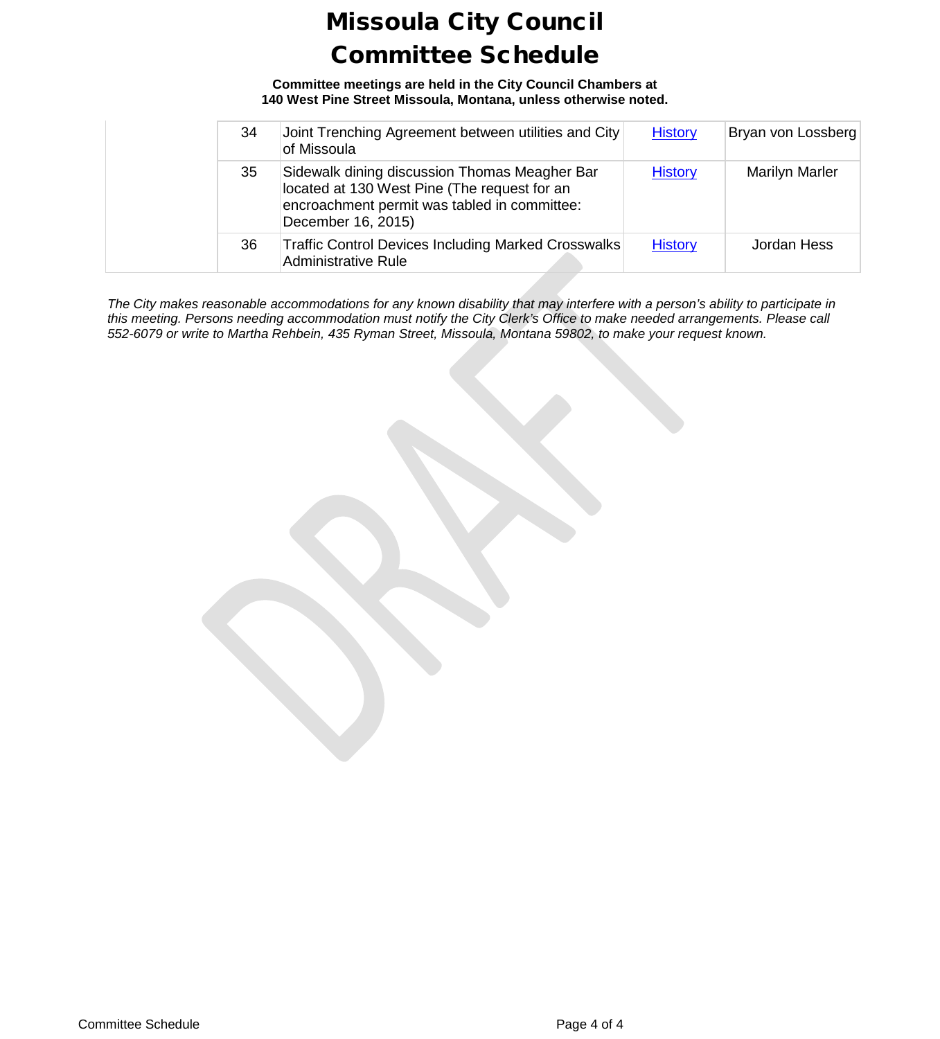# Missoula City Council
# Committee Schedule

**Committee meetings are held in the City Council Chambers at 140 West Pine Street Missoula, Montana, unless otherwise noted.**

| | | | | |
|---|---|---|---|---|
| | 34 | Joint Trenching Agreement between utilities and City of Missoula | History | Bryan von Lossberg |
| | 35 | Sidewalk dining discussion Thomas Meagher Bar located at 130 West Pine (The request for an encroachment permit was tabled in committee: December 16, 2015) | History | Marilyn Marler |
| | 36 | Traffic Control Devices Including Marked Crosswalks Administrative Rule | History | Jordan Hess |

*The City makes reasonable accommodations for any known disability that may interfere with a person's ability to participate in this meeting. Persons needing accommodation must notify the City Clerk's Office to make needed arrangements. Please call 552-6079 or write to Martha Rehbein, 435 Ryman Street, Missoula, Montana 59802, to make your request known.*